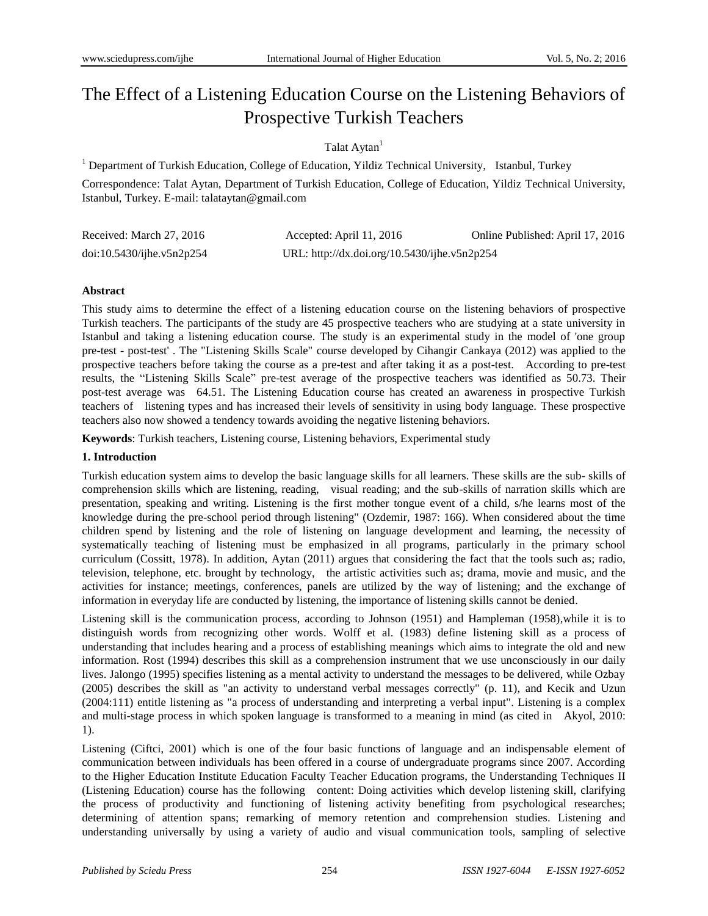# The Effect of a Listening Education Course on the Listening Behaviors of Prospective Turkish Teachers

Talat Aytan[1]

[1] Department of Turkish Education, College of Education, Yildiz Technical University, Istanbul, Turkey

Correspondence: Talat Aytan, Department of Turkish Education, College of Education, Yildiz Technical University, Istanbul, Turkey. E-mail: talataytan@gmail.com

Received: March 27, 2016 Accepted: April 11, 2016 Online Published: April 17, 2016

doi:10.5430/ijhe.v5n2p254 URL: http://dx.doi.org/10.5430/ijhe.v5n2p254

**Abstract**

This study aims to determine the effect of a listening education course on the listening behaviors of prospective Turkish teachers. The participants of the study are 45 prospective teachers who are studying at a state university in Istanbul and taking a listening education course. The study is an experimental study in the model of 'one group pre-test - post-test' . The "Listening Skills Scale" course developed by Cihangir Cankaya (2012) was applied to the prospective teachers before taking the course as a pre-test and after taking it as a post-test. According to pre-test results, the "Listening Skills Scale" pre-test average of the prospective teachers was identified as 50.73. Their post-test average was 64.51. The Listening Education course has created an awareness in prospective Turkish teachers of listening types and has increased their levels of sensitivity in using body language. These prospective teachers also now showed a tendency towards avoiding the negative listening behaviors.

**Keywords**: Turkish teachers, Listening course, Listening behaviors, Experimental study

## 1. Introduction

Turkish education system aims to develop the basic language skills for all learners. These skills are the sub- skills of comprehension skills which are listening, reading, visual reading; and the sub-skills of narration skills which are presentation, speaking and writing. Listening is the first mother tongue event of a child, s/he learns most of the knowledge during the pre-school period through listening" (Ozdemir, 1987: 166). When considered about the time children spend by listening and the role of listening on language development and learning, the necessity of systematically teaching of listening must be emphasized in all programs, particularly in the primary school curriculum (Cossitt, 1978). In addition, Aytan (2011) argues that considering the fact that the tools such as; radio, television, telephone, etc. brought by technology, the artistic activities such as; drama, movie and music, and the activities for instance; meetings, conferences, panels are utilized by the way of listening; and the exchange of information in everyday life are conducted by listening, the importance of listening skills cannot be denied.

Listening skill is the communication process, according to Johnson (1951) and Hampleman (1958),while it is to distinguish words from recognizing other words. Wolff et al. (1983) define listening skill as a process of understanding that includes hearing and a process of establishing meanings which aims to integrate the old and new information. Rost (1994) describes this skill as a comprehension instrument that we use unconsciously in our daily lives. Jalongo (1995) specifies listening as a mental activity to understand the messages to be delivered, while Ozbay (2005) describes the skill as "an activity to understand verbal messages correctly" (p. 11), and Kecik and Uzun (2004:111) entitle listening as "a process of understanding and interpreting a verbal input". Listening is a complex and multi-stage process in which spoken language is transformed to a meaning in mind (as cited in Akyol, 2010: 1).

Listening (Ciftci, 2001) which is one of the four basic functions of language and an indispensable element of communication between individuals has been offered in a course of undergraduate programs since 2007. According to the Higher Education Institute Education Faculty Teacher Education programs, the Understanding Techniques II (Listening Education) course has the following content: Doing activities which develop listening skill, clarifying the process of productivity and functioning of listening activity benefiting from psychological researches; determining of attention spans; remarking of memory retention and comprehension studies. Listening and understanding universally by using a variety of audio and visual communication tools, sampling of selective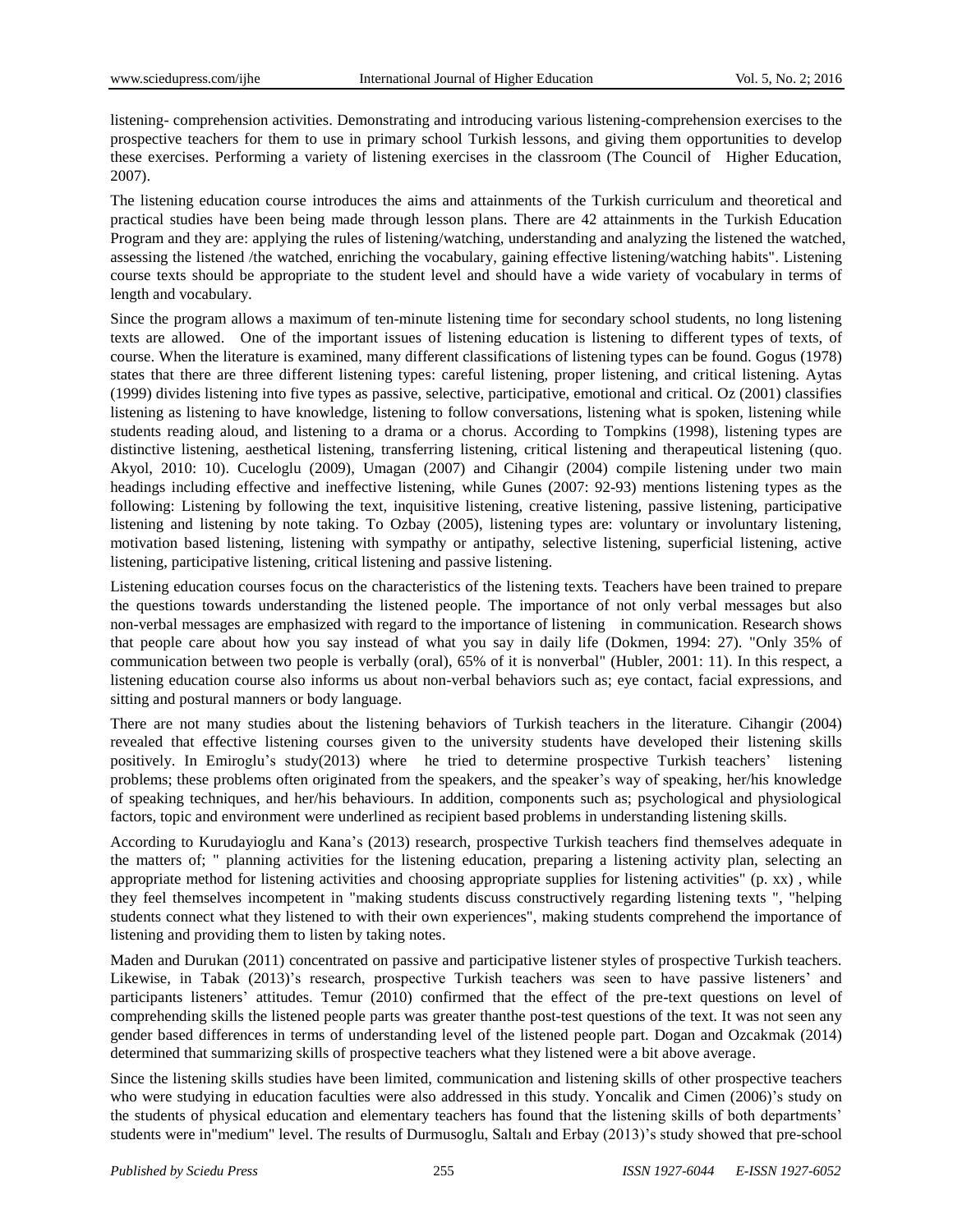listening- comprehension activities. Demonstrating and introducing various listening-comprehension exercises to the prospective teachers for them to use in primary school Turkish lessons, and giving them opportunities to develop these exercises. Performing a variety of listening exercises in the classroom (The Council of Higher Education, 2007).

The listening education course introduces the aims and attainments of the Turkish curriculum and theoretical and practical studies have been being made through lesson plans. There are 42 attainments in the Turkish Education Program and they are: applying the rules of listening/watching, understanding and analyzing the listened the watched, assessing the listened /the watched, enriching the vocabulary, gaining effective listening/watching habits". Listening course texts should be appropriate to the student level and should have a wide variety of vocabulary in terms of length and vocabulary.

Since the program allows a maximum of ten-minute listening time for secondary school students, no long listening texts are allowed. One of the important issues of listening education is listening to different types of texts, of course. When the literature is examined, many different classifications of listening types can be found. Gogus (1978) states that there are three different listening types: careful listening, proper listening, and critical listening. Aytas (1999) divides listening into five types as passive, selective, participative, emotional and critical. Oz (2001) classifies listening as listening to have knowledge, listening to follow conversations, listening what is spoken, listening while students reading aloud, and listening to a drama or a chorus. According to Tompkins (1998), listening types are distinctive listening, aesthetical listening, transferring listening, critical listening and therapeutical listening (quo. Akyol, 2010: 10). Cuceloglu (2009), Umagan (2007) and Cihangir (2004) compile listening under two main headings including effective and ineffective listening, while Gunes (2007: 92-93) mentions listening types as the following: Listening by following the text, inquisitive listening, creative listening, passive listening, participative listening and listening by note taking. To Ozbay (2005), listening types are: voluntary or involuntary listening, motivation based listening, listening with sympathy or antipathy, selective listening, superficial listening, active listening, participative listening, critical listening and passive listening.

Listening education courses focus on the characteristics of the listening texts. Teachers have been trained to prepare the questions towards understanding the listened people. The importance of not only verbal messages but also non-verbal messages are emphasized with regard to the importance of listening in communication. Research shows that people care about how you say instead of what you say in daily life (Dokmen, 1994: 27). "Only 35% of communication between two people is verbally (oral), 65% of it is nonverbal" (Hubler, 2001: 11). In this respect, a listening education course also informs us about non-verbal behaviors such as; eye contact, facial expressions, and sitting and postural manners or body language.

There are not many studies about the listening behaviors of Turkish teachers in the literature. Cihangir (2004) revealed that effective listening courses given to the university students have developed their listening skills positively. In Emiroglu's study(2013) where he tried to determine prospective Turkish teachers' listening problems; these problems often originated from the speakers, and the speaker's way of speaking, her/his knowledge of speaking techniques, and her/his behaviours. In addition, components such as; psychological and physiological factors, topic and environment were underlined as recipient based problems in understanding listening skills.

According to Kurudayioglu and Kana's (2013) research, prospective Turkish teachers find themselves adequate in the matters of; " planning activities for the listening education, preparing a listening activity plan, selecting an appropriate method for listening activities and choosing appropriate supplies for listening activities" (p. xx) , while they feel themselves incompetent in "making students discuss constructively regarding listening texts ", "helping students connect what they listened to with their own experiences", making students comprehend the importance of listening and providing them to listen by taking notes.

Maden and Durukan (2011) concentrated on passive and participative listener styles of prospective Turkish teachers. Likewise, in Tabak (2013)'s research, prospective Turkish teachers was seen to have passive listeners' and participants listeners' attitudes. Temur (2010) confirmed that the effect of the pre-text questions on level of comprehending skills the listened people parts was greater thanthe post-test questions of the text. It was not seen any gender based differences in terms of understanding level of the listened people part. Dogan and Ozcakmak (2014) determined that summarizing skills of prospective teachers what they listened were a bit above average.

Since the listening skills studies have been limited, communication and listening skills of other prospective teachers who were studying in education faculties were also addressed in this study. Yoncalik and Cimen (2006)'s study on the students of physical education and elementary teachers has found that the listening skills of both departments' students were in"medium" level. The results of Durmusoglu, Saltalı and Erbay (2013)'s study showed that pre-school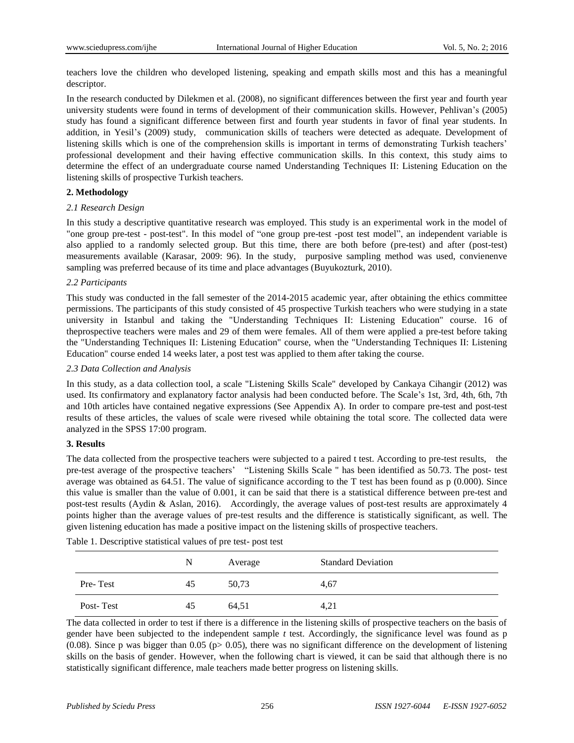teachers love the children who developed listening, speaking and empath skills most and this has a meaningful descriptor.

In the research conducted by Dilekmen et al. (2008), no significant differences between the first year and fourth year university students were found in terms of development of their communication skills. However, Pehlivan's (2005) study has found a significant difference between first and fourth year students in favor of final year students. In addition, in Yesil's (2009) study, communication skills of teachers were detected as adequate. Development of listening skills which is one of the comprehension skills is important in terms of demonstrating Turkish teachers' professional development and their having effective communication skills. In this context, this study aims to determine the effect of an undergraduate course named Understanding Techniques II: Listening Education on the listening skills of prospective Turkish teachers.

## 2. Methodology

### *2.1 Research Design*

In this study a descriptive quantitative research was employed. This study is an experimental work in the model of "one group pre-test - post-test". In this model of "one group pre-test -post test model", an independent variable is also applied to a randomly selected group. But this time, there are both before (pre-test) and after (post-test) measurements available (Karasar, 2009: 96). In the study, purposive sampling method was used, convienenve sampling was preferred because of its time and place advantages (Buyukozturk, 2010).

### *2.2 Participants*

This study was conducted in the fall semester of the 2014-2015 academic year, after obtaining the ethics committee permissions. The participants of this study consisted of 45 prospective Turkish teachers who were studying in a state university in Istanbul and taking the "Understanding Techniques II: Listening Education" course. 16 of theprospective teachers were males and 29 of them were females. All of them were applied a pre-test before taking the "Understanding Techniques II: Listening Education" course, when the "Understanding Techniques II: Listening Education" course ended 14 weeks later, a post test was applied to them after taking the course.

### *2.3 Data Collection and Analysis*

In this study, as a data collection tool, a scale "Listening Skills Scale" developed by Cankaya Cihangir (2012) was used. Its confirmatory and explanatory factor analysis had been conducted before. The Scale's 1st, 3rd, 4th, 6th, 7th and 10th articles have contained negative expressions (See Appendix A). In order to compare pre-test and post-test results of these articles, the values of scale were rivesed while obtaining the total score. The collected data were analyzed in the SPSS 17:00 program.

## 3. Results

The data collected from the prospective teachers were subjected to a paired t test. According to pre-test results, the pre-test average of the prospective teachers' "Listening Skills Scale " has been identified as 50.73. The post- test average was obtained as 64.51. The value of significance according to the T test has been found as p (0.000). Since this value is smaller than the value of 0.001, it can be said that there is a statistical difference between pre-test and post-test results (Aydin & Aslan, 2016). Accordingly, the average values of post-test results are approximately 4 points higher than the average values of pre-test results and the difference is statistically significant, as well. The given listening education has made a positive impact on the listening skills of prospective teachers.

Table 1. Descriptive statistical values of pre test- post test

| | N | Average | Standard Deviation |
|---|---|---|---|
| Pre- Test | 45 | 50,73 | 4,67 |
| Post- Test | 45 | 64,51 | 4,21 |

The data collected in order to test if there is a difference in the listening skills of prospective teachers on the basis of gender have been subjected to the independent sample *t* test. Accordingly, the significance level was found as p (0.08). Since p was bigger than 0.05 ($p > 0.05$), there was no significant difference on the development of listening skills on the basis of gender. However, when the following chart is viewed, it can be said that although there is no statistically significant difference, male teachers made better progress on listening skills.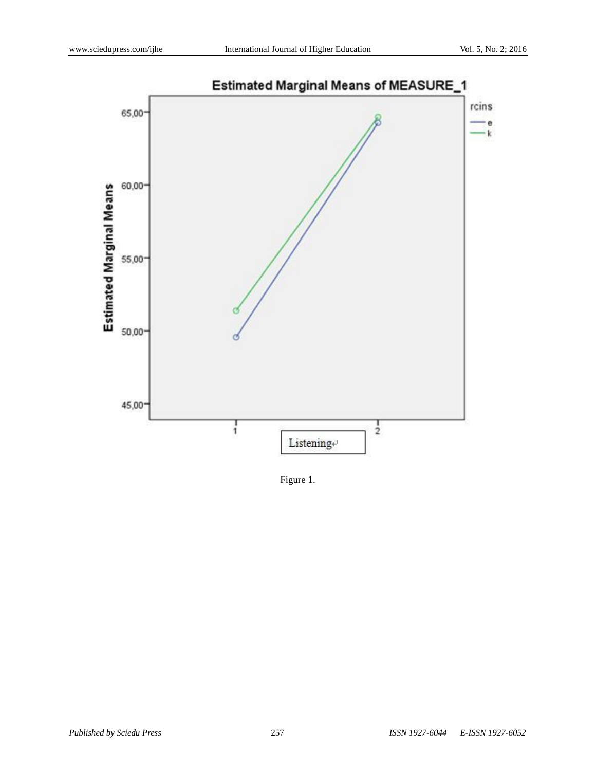Figure 1.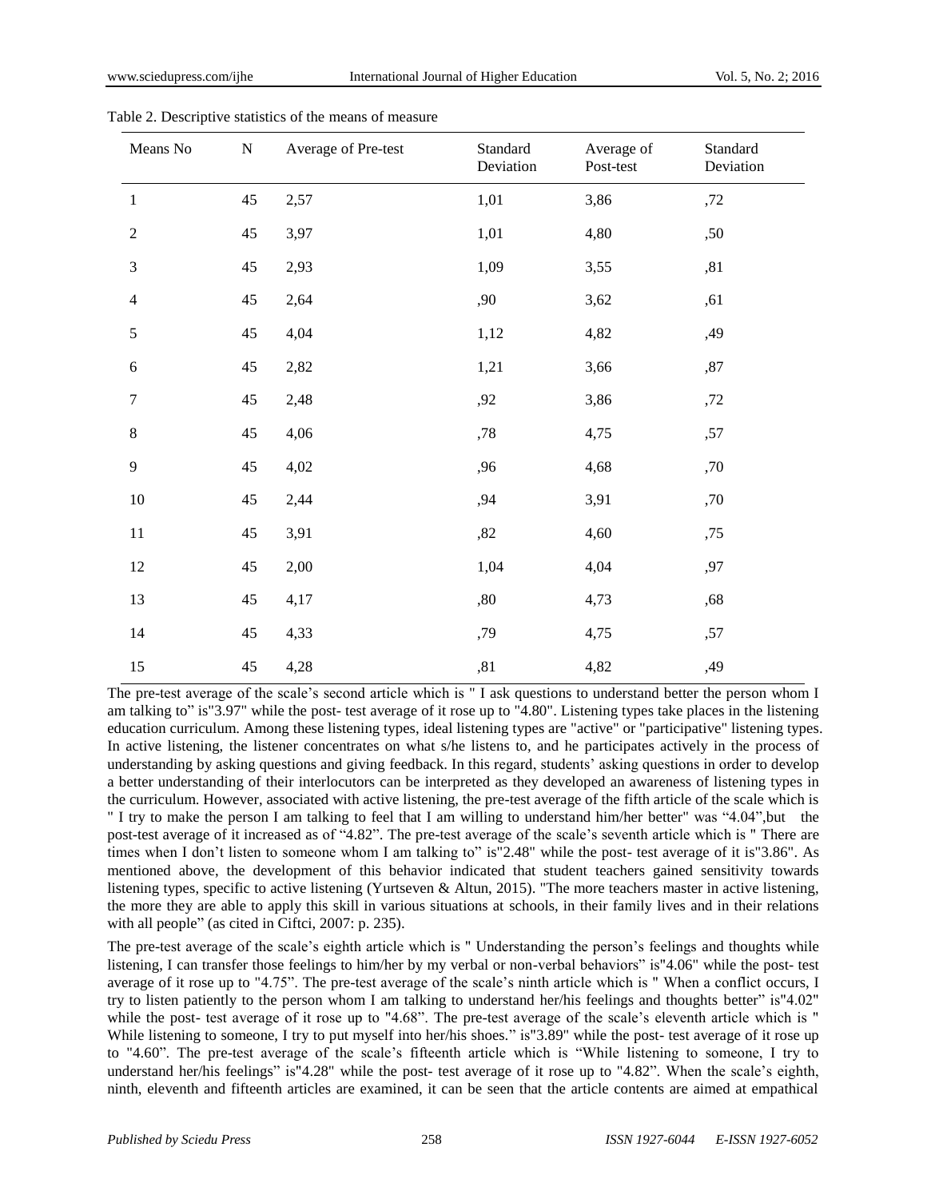Table 2. Descriptive statistics of the means of measure

| Means No | N | Average of Pre-test | Standard Deviation | Average of Post-test | Standard Deviation |
|---|---|---|---|---|---|
| 1 | 45 | 2,57 | 1,01 | 3,86 | ,72 |
| 2 | 45 | 3,97 | 1,01 | 4,80 | ,50 |
| 3 | 45 | 2,93 | 1,09 | 3,55 | ,81 |
| 4 | 45 | 2,64 | ,90 | 3,62 | ,61 |
| 5 | 45 | 4,04 | 1,12 | 4,82 | ,49 |
| 6 | 45 | 2,82 | 1,21 | 3,66 | ,87 |
| 7 | 45 | 2,48 | ,92 | 3,86 | ,72 |
| 8 | 45 | 4,06 | ,78 | 4,75 | ,57 |
| 9 | 45 | 4,02 | ,96 | 4,68 | ,70 |
| 10 | 45 | 2,44 | ,94 | 3,91 | ,70 |
| 11 | 45 | 3,91 | ,82 | 4,60 | ,75 |
| 12 | 45 | 2,00 | 1,04 | 4,04 | ,97 |
| 13 | 45 | 4,17 | ,80 | 4,73 | ,68 |
| 14 | 45 | 4,33 | ,79 | 4,75 | ,57 |
| 15 | 45 | 4,28 | ,81 | 4,82 | ,49 |

The pre-test average of the scale's second article which is " I ask questions to understand better the person whom I am talking to" is"3.97" while the post- test average of it rose up to "4.80". Listening types take places in the listening education curriculum. Among these listening types, ideal listening types are "active" or "participative" listening types. In active listening, the listener concentrates on what s/he listens to, and he participates actively in the process of understanding by asking questions and giving feedback. In this regard, students' asking questions in order to develop a better understanding of their interlocutors can be interpreted as they developed an awareness of listening types in the curriculum. However, associated with active listening, the pre-test average of the fifth article of the scale which is " I try to make the person I am talking to feel that I am willing to understand him/her better" was "4.04",but the post-test average of it increased as of "4.82". The pre-test average of the scale's seventh article which is " There are times when I don't listen to someone whom I am talking to" is"2.48" while the post- test average of it is"3.86". As mentioned above, the development of this behavior indicated that student teachers gained sensitivity towards listening types, specific to active listening (Yurtseven & Altun, 2015). "The more teachers master in active listening, the more they are able to apply this skill in various situations at schools, in their family lives and in their relations with all people" (as cited in Ciftci, 2007: p. 235).

The pre-test average of the scale's eighth article which is " Understanding the person's feelings and thoughts while listening, I can transfer those feelings to him/her by my verbal or non-verbal behaviors" is"4.06" while the post- test average of it rose up to "4.75". The pre-test average of the scale's ninth article which is " When a conflict occurs, I try to listen patiently to the person whom I am talking to understand her/his feelings and thoughts better" is"4.02" while the post- test average of it rose up to "4.68". The pre-test average of the scale's eleventh article which is " While listening to someone, I try to put myself into her/his shoes." is"3.89" while the post- test average of it rose up to "4.60". The pre-test average of the scale's fifteenth article which is "While listening to someone, I try to understand her/his feelings" is"4.28" while the post- test average of it rose up to "4.82". When the scale's eighth, ninth, eleventh and fifteenth articles are examined, it can be seen that the article contents are aimed at empathical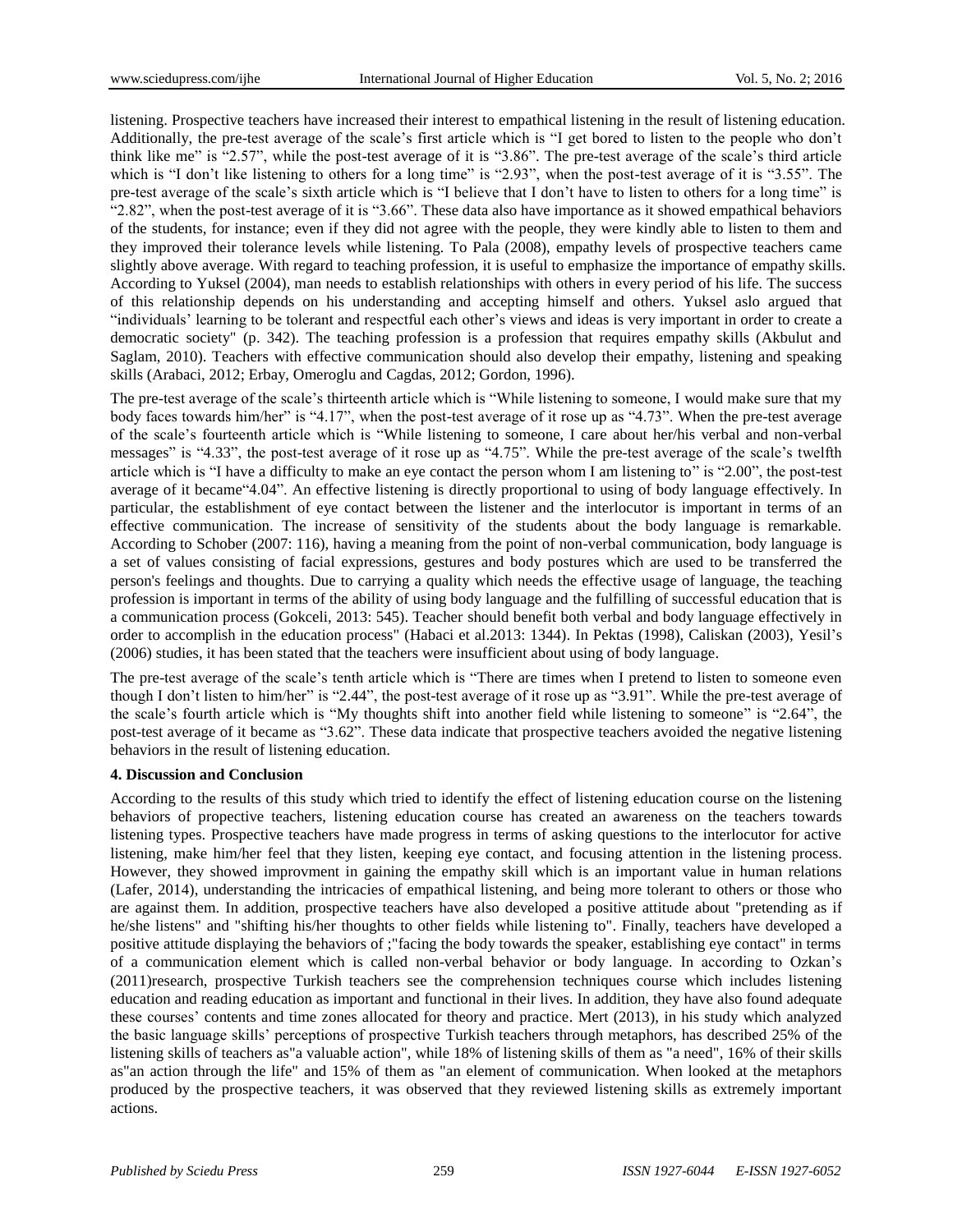listening. Prospective teachers have increased their interest to empathical listening in the result of listening education. Additionally, the pre-test average of the scale's first article which is "I get bored to listen to the people who don't think like me" is "2.57", while the post-test average of it is "3.86". The pre-test average of the scale's third article which is "I don't like listening to others for a long time" is "2.93", when the post-test average of it is "3.55". The pre-test average of the scale's sixth article which is "I believe that I don't have to listen to others for a long time" is "2.82", when the post-test average of it is "3.66". These data also have importance as it showed empathical behaviors of the students, for instance; even if they did not agree with the people, they were kindly able to listen to them and they improved their tolerance levels while listening. To Pala (2008), empathy levels of prospective teachers came slightly above average. With regard to teaching profession, it is useful to emphasize the importance of empathy skills. According to Yuksel (2004), man needs to establish relationships with others in every period of his life. The success of this relationship depends on his understanding and accepting himself and others. Yuksel aslo argued that "individuals' learning to be tolerant and respectful each other's views and ideas is very important in order to create a democratic society" (p. 342). The teaching profession is a profession that requires empathy skills (Akbulut and Saglam, 2010). Teachers with effective communication should also develop their empathy, listening and speaking skills (Arabaci, 2012; Erbay, Omeroglu and Cagdas, 2012; Gordon, 1996).

The pre-test average of the scale's thirteenth article which is "While listening to someone, I would make sure that my body faces towards him/her" is "4.17", when the post-test average of it rose up as "4.73". When the pre-test average of the scale's fourteenth article which is "While listening to someone, I care about her/his verbal and non-verbal messages" is "4.33", the post-test average of it rose up as "4.75". While the pre-test average of the scale's twelfth article which is "I have a difficulty to make an eye contact the person whom I am listening to" is "2.00", the post-test average of it became"4.04". An effective listening is directly proportional to using of body language effectively. In particular, the establishment of eye contact between the listener and the interlocutor is important in terms of an effective communication. The increase of sensitivity of the students about the body language is remarkable. According to Schober (2007: 116), having a meaning from the point of non-verbal communication, body language is a set of values consisting of facial expressions, gestures and body postures which are used to be transferred the person's feelings and thoughts. Due to carrying a quality which needs the effective usage of language, the teaching profession is important in terms of the ability of using body language and the fulfilling of successful education that is a communication process (Gokceli, 2013: 545). Teacher should benefit both verbal and body language effectively in order to accomplish in the education process" (Habaci et al.2013: 1344). In Pektas (1998), Caliskan (2003), Yesil's (2006) studies, it has been stated that the teachers were insufficient about using of body language.

The pre-test average of the scale's tenth article which is "There are times when I pretend to listen to someone even though I don't listen to him/her" is "2.44", the post-test average of it rose up as "3.91". While the pre-test average of the scale's fourth article which is "My thoughts shift into another field while listening to someone" is "2.64", the post-test average of it became as "3.62". These data indicate that prospective teachers avoided the negative listening behaviors in the result of listening education.

## 4. Discussion and Conclusion

According to the results of this study which tried to identify the effect of listening education course on the listening behaviors of propective teachers, listening education course has created an awareness on the teachers towards listening types. Prospective teachers have made progress in terms of asking questions to the interlocutor for active listening, make him/her feel that they listen, keeping eye contact, and focusing attention in the listening process. However, they showed improvment in gaining the empathy skill which is an important value in human relations (Lafer, 2014), understanding the intricacies of empathical listening, and being more tolerant to others or those who are against them. In addition, prospective teachers have also developed a positive attitude about "pretending as if he/she listens" and "shifting his/her thoughts to other fields while listening to". Finally, teachers have developed a positive attitude displaying the behaviors of ;"facing the body towards the speaker, establishing eye contact" in terms of a communication element which is called non-verbal behavior or body language. In according to Ozkan's (2011)research, prospective Turkish teachers see the comprehension techniques course which includes listening education and reading education as important and functional in their lives. In addition, they have also found adequate these courses' contents and time zones allocated for theory and practice. Mert (2013), in his study which analyzed the basic language skills' perceptions of prospective Turkish teachers through metaphors, has described 25% of the listening skills of teachers as"a valuable action", while 18% of listening skills of them as "a need", 16% of their skills as"an action through the life" and 15% of them as "an element of communication. When looked at the metaphors produced by the prospective teachers, it was observed that they reviewed listening skills as extremely important actions.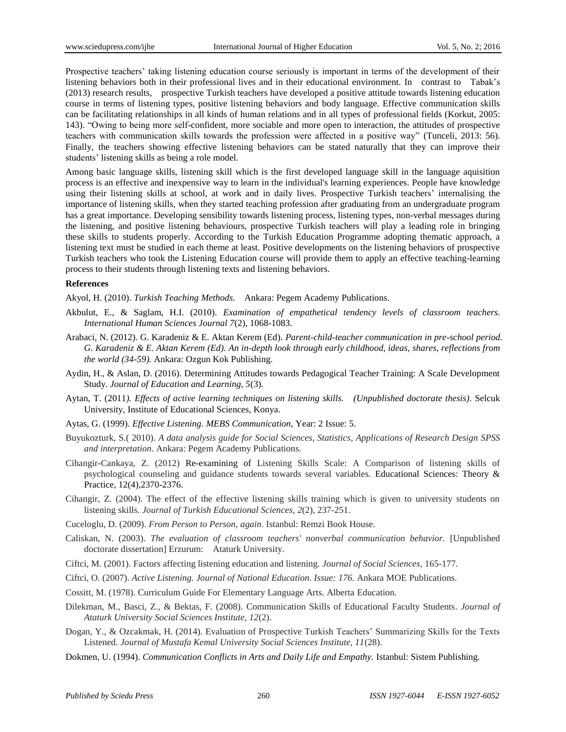Prospective teachers' taking listening education course seriously is important in terms of the development of their listening behaviors both in their professional lives and in their educational environment. In contrast to Tabak's (2013) research results, prospective Turkish teachers have developed a positive attitude towards listening education course in terms of listening types, positive listening behaviors and body language. Effective communication skills can be facilitating relationships in all kinds of human relations and in all types of professional fields (Korkut, 2005: 143). "Owing to being more self-confident, more sociable and more open to interaction, the attitudes of prospective teachers with communication skills towards the profession were affected in a positive way" (Tunceli, 2013: 56). Finally, the teachers showing effective listening behaviors can be stated naturally that they can improve their students' listening skills as being a role model.

Among basic language skills, listening skill which is the first developed language skill in the language aquisition process is an effective and inexpensive way to learn in the individual's learning experiences. People have knowledge using their listening skills at school, at work and in daily lives. Prospective Turkish teachers' internalising the importance of listening skills, when they started teaching profession after graduating from an undergraduate program has a great importance. Developing sensibility towards listening process, listening types, non-verbal messages during the listening, and positive listening behaviours, prospective Turkish teachers will play a leading role in bringing these skills to students properly. According to the Turkish Education Programme adopting thematic approach, a listening text must be studied in each theme at least. Positive developments on the listening behaviors of prospective Turkish teachers who took the Listening Education course will provide them to apply an effective teaching-learning process to their students through listening texts and listening behaviors.

**References**

Akyol, H. (2010). *Turkish Teaching Methods.* Ankara: Pegem Academy Publications.

Akbulut, E., & Saglam, H.I. (2010). *Examination of empathetical tendency levels of classroom teachers. International Human Sciences Journal 7*(2), 1068-1083.

Arabaci, N. (2012). G. Karadeniz & E. Aktan Kerem (Ed). *Parent-child-teacher communication in pre-school period. G. Karadeniz & E. Aktan Kerem (Ed). An in-depth look through early childhood, ideas, shares, reflections from the world (34-59).* Ankara: Ozgun Kok Publishing.

Aydin, H., & Aslan, D. (2016). Determining Attitudes towards Pedagogical Teacher Training: A Scale Development Study. *Journal of Education and Learning, 5*(3).

Aytan, T. (2011*). Effects of active learning techniques on listening skills. (Unpublished doctorate thesis)*. Selcuk University, Institute of Educational Sciences, Konya.

Aytas, G. (1999). *Effective Listening. MEBS Communication*, Year: 2 Issue: 5.

Buyukozturk, S.( 2010). *A data analysis guide for Social Sciences, Statistics, Applications of Research Design SPSS and interpretation*. Ankara: Pegem Academy Publications.

Cihangir-Cankaya, Z. (2012) Re-examining of Listening Skills Scale: A Comparison of listening skills of psychological counseling and guidance students towards several variables. Educational Sciences: Theory & Practice, 12(4),2370-2376.

Cihangir, Z. (2004). The effect of the effective listening skills training which is given to university students on listening skills. *Journal of Turkish Educational Sciences, 2*(2), 237-251.

Cuceloglu, D. (2009). *From Person to Person, again*. Istanbul: Remzi Book House.

Caliskan, N. (2003). *The evaluation of classroom teachers' nonverbal communication behavior.* [Unpublished doctorate dissertation] Erzurum: Ataturk University.

Ciftci, M. (2001). Factors affecting listening education and listening. *Journal of Social Sciences*, 165-177.

Ciftci, O. (2007). *Active Listening. Journal of National Education. Issue: 176.* Ankara MOE Publications.

Cossitt, M. (1978). Curriculum Guide For Elementary Language Arts. Alberta Education.

Dilekman, M., Basci, Z., & Bektas, F. (2008). Communication Skills of Educational Faculty Students. *Journal of Ataturk University Social Sciences Institute, 12*(2).

Dogan, Y., & Ozcakmak, H. (2014). Evaluation of Prospective Turkish Teachers' Summarizing Skills for the Texts Listened. *Journal of Mustafa Kemal University Social Sciences Institute, 11*(28).

Dokmen, U. (1994). *Communication Conflicts in Arts and Daily Life and Empathy.* Istanbul: Sistem Publishing.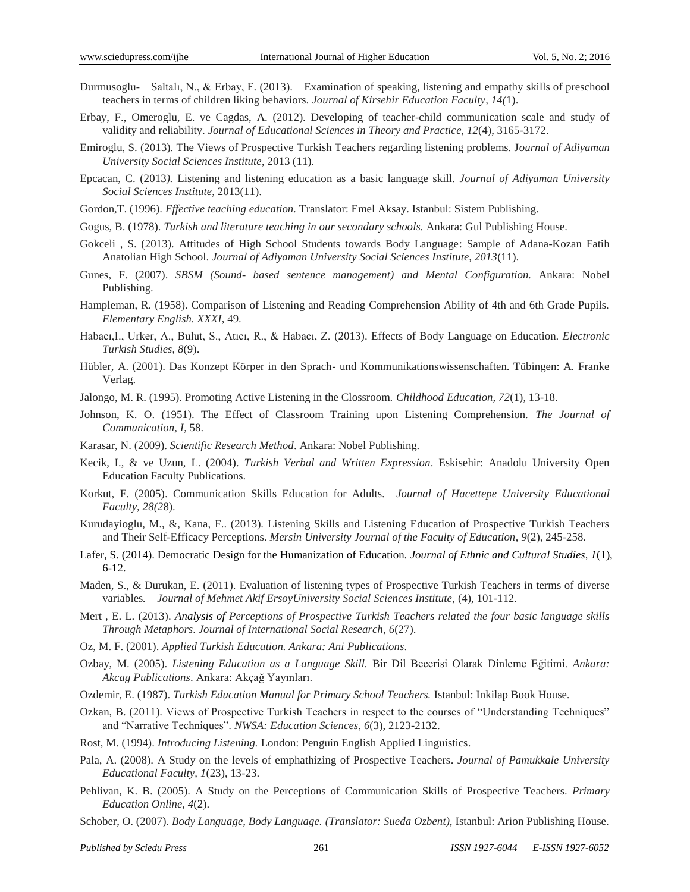Durmusoglu- Saltalı, N., & Erbay, F. (2013). Examination of speaking, listening and empathy skills of preschool teachers in terms of children liking behaviors. *Journal of Kirsehir Education Faculty, 14(*1).

Erbay, F., Omeroglu, E. ve Cagdas, A. (2012). Developing of teacher-child communication scale and study of validity and reliability. *Journal of Educational Sciences in Theory and Practice, 12*(4), 3165-3172.

Emiroglu, S. (2013). The Views of Prospective Turkish Teachers regarding listening problems. J*ournal of Adiyaman University Social Sciences Institute*, 2013 (11).

Epcacan, C. (2013*).* Listening and listening education as a basic language skill. *Journal of Adiyaman University Social Sciences Institute*, 2013(11).

Gordon,T. (1996). *Effective teaching education.* Translator: Emel Aksay. Istanbul: Sistem Publishing.

Gogus, B. (1978). *Turkish and literature teaching in our secondary schools.* Ankara: Gul Publishing House.

Gokceli , S. (2013). Attitudes of High School Students towards Body Language: Sample of Adana-Kozan Fatih Anatolian High School. *Journal of Adiyaman University Social Sciences Institute, 2013*(11).

Gunes, F. (2007). *SBSM (Sound- based sentence management) and Mental Configuration.* Ankara: Nobel Publishing.

Hampleman, R. (1958). Comparison of Listening and Reading Comprehension Ability of 4th and 6th Grade Pupils. *Elementary English. XXXI*, 49.

Habacı,I., Urker, A., Bulut, S., Atıcı, R., & Habacı, Z. (2013). Effects of Body Language on Education. *Electronic Turkish Studies, 8*(9).

Hübler, A. (2001). Das Konzept Körper in den Sprach- und Kommunikationswissenschaften. Tübingen: A. Franke Verlag.

Jalongo, M. R. (1995). Promoting Active Listening in the Clossroom. *Childhood Education, 72*(1), 13-18.

Johnson, K. O. (1951). The Effect of Classroom Training upon Listening Comprehension. *The Journal of Communication, I*, 58.

Karasar, N. (2009). *Scientific Research Method*. Ankara: Nobel Publishing.

Kecik, I., & ve Uzun, L. (2004). *Turkish Verbal and Written Expression*. Eskisehir: Anadolu University Open Education Faculty Publications.

Korkut, F. (2005). Communication Skills Education for Adults. *Journal of Hacettepe University Educational Faculty, 28(2*8).

Kurudayioglu, M., &, Kana, F.. (2013). Listening Skills and Listening Education of Prospective Turkish Teachers and Their Self-Efficacy Perceptions. *Mersin University Journal of the Faculty of Education*, *9*(2), 245-258.

Lafer, S. (2014). Democratic Design for the Humanization of Education. *Journal of Ethnic and Cultural Studies, 1*(1), 6-12.

Maden, S., & Durukan, E. (2011). Evaluation of listening types of Prospective Turkish Teachers in terms of diverse variables*. Journal of Mehmet Akif ErsoyUniversity Social Sciences Institute*, (4), 101-112.

Mert , E. L. (2013). *Analysis of Perceptions of Prospective Turkish Teachers related the four basic language skills Through Metaphors*. *Journal of International Social Research, 6*(27).

Oz, M. F. (2001). *Applied Turkish Education. Ankara: Ani Publications*.

Ozbay, M. (2005). *Listening Education as a Language Skill.* Bir Dil Becerisi Olarak Dinleme Eğitimi. *Ankara: Akcag Publications*. Ankara: Akçağ Yayınları.

Ozdemir, E. (1987). *Turkish Education Manual for Primary School Teachers.* Istanbul: Inkilap Book House.

Ozkan, B. (2011). Views of Prospective Turkish Teachers in respect to the courses of "Understanding Techniques" and "Narrative Techniques". *NWSA: Education Sciences*, *6*(3), 2123-2132.

Rost, M. (1994). *Introducing Listening.* London: Penguin English Applied Linguistics.

Pala, A. (2008). A Study on the levels of emphathizing of Prospective Teachers. *Journal of Pamukkale University Educational Faculty, 1*(23), 13-23.

Pehlivan, K. B. (2005). A Study on the Perceptions of Communication Skills of Prospective Teachers. *Primary Education Online, 4*(2).

Schober, O. (2007). *Body Language, Body Language. (Translator: Sueda Ozbent),* Istanbul: Arion Publishing House.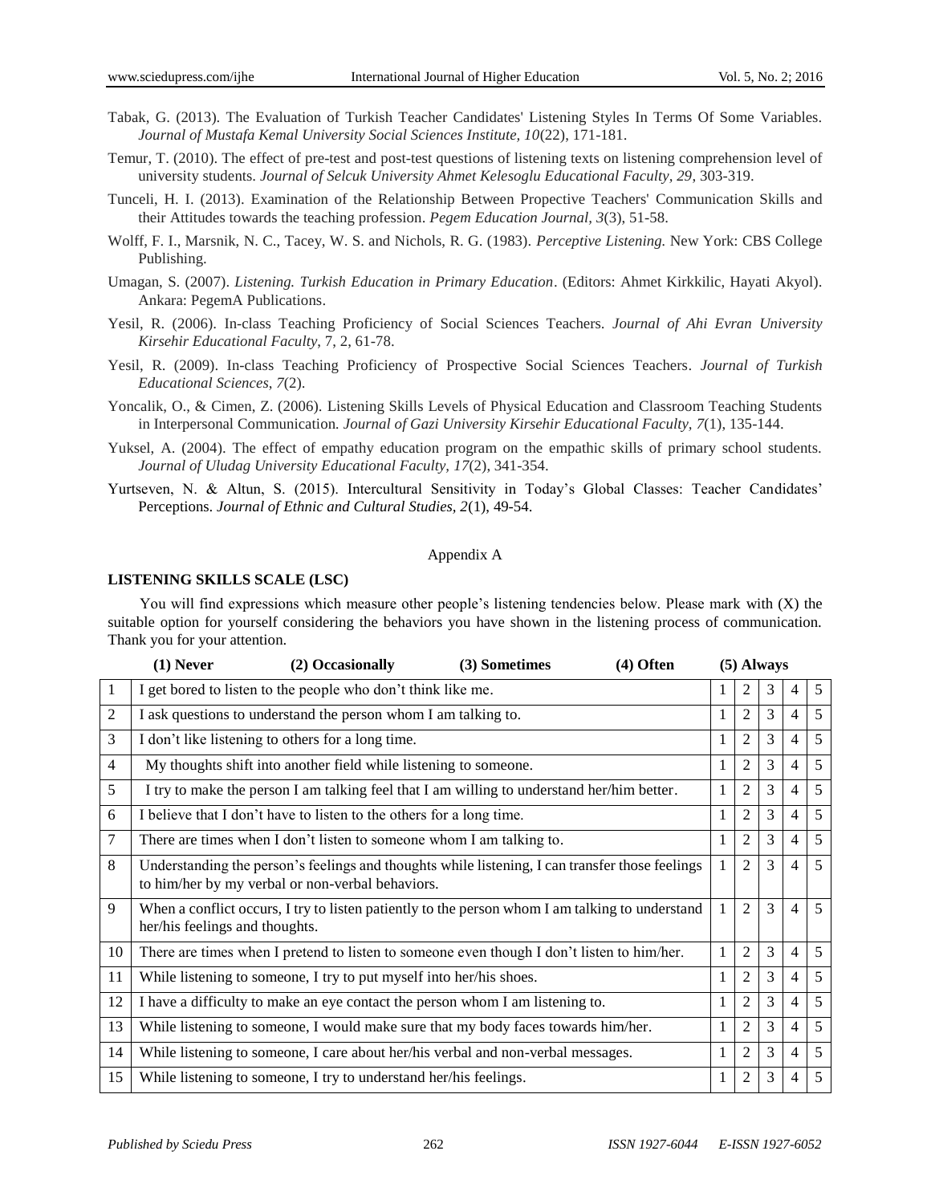Tabak, G. (2013). The Evaluation of Turkish Teacher Candidates' Listening Styles In Terms Of Some Variables. *Journal of Mustafa Kemal University Social Sciences Institute, 10*(22), 171-181.

Temur, T. (2010). The effect of pre-test and post-test questions of listening texts on listening comprehension level of university students. *Journal of Selcuk University Ahmet Kelesoglu Educational Faculty, 29*, 303-319.

Tunceli, H. I. (2013). Examination of the Relationship Between Propective Teachers' Communication Skills and their Attitudes towards the teaching profession. *Pegem Education Journal, 3*(3), 51-58.

Wolff, F. I., Marsnik, N. C., Tacey, W. S. and Nichols, R. G. (1983). *Perceptive Listening.* New York: CBS College Publishing.

Umagan, S. (2007). *Listening. Turkish Education in Primary Education*. (Editors: Ahmet Kirkkilic, Hayati Akyol). Ankara: PegemA Publications.

Yesil, R. (2006). In-class Teaching Proficiency of Social Sciences Teachers. *Journal of Ahi Evran University Kirsehir Educational Faculty*, 7, 2, 61-78.

Yesil, R. (2009). In-class Teaching Proficiency of Prospective Social Sciences Teachers. *Journal of Turkish Educational Sciences, 7*(2).

Yoncalik, O., & Cimen, Z. (2006). Listening Skills Levels of Physical Education and Classroom Teaching Students in Interpersonal Communication. *Journal of Gazi University Kirsehir Educational Faculty, 7*(1), 135-144.

Yuksel, A. (2004). The effect of empathy education program on the empathic skills of primary school students. *Journal of Uludag University Educational Faculty, 17*(2), 341-354.

Yurtseven, N. & Altun, S. (2015). Intercultural Sensitivity in Today's Global Classes: Teacher Candidates' Perceptions. *Journal of Ethnic and Cultural Studies, 2*(1), 49-54.

Appendix A

**LISTENING SKILLS SCALE (LSC)**

You will find expressions which measure other people's listening tendencies below. Please mark with (X) the suitable option for yourself considering the behaviors you have shown in the listening process of communication. Thank you for your attention.

**(1) Never** **(2) Occasionally** **(3) Sometimes** **(4) Often** **(5) Always**

| | | | | | | |
|---|---|---|---|---|---|---|
| 1 | I get bored to listen to the people who don't think like me. | 1 | 2 | 3 | 4 | 5 |
| 2 | I ask questions to understand the person whom I am talking to. | 1 | 2 | 3 | 4 | 5 |
| 3 | I don't like listening to others for a long time. | 1 | 2 | 3 | 4 | 5 |
| 4 | My thoughts shift into another field while listening to someone. | 1 | 2 | 3 | 4 | 5 |
| 5 | I try to make the person I am talking feel that I am willing to understand her/him better. | 1 | 2 | 3 | 4 | 5 |
| 6 | I believe that I don't have to listen to the others for a long time. | 1 | 2 | 3 | 4 | 5 |
| 7 | There are times when I don't listen to someone whom I am talking to. | 1 | 2 | 3 | 4 | 5 |
| 8 | Understanding the person's feelings and thoughts while listening, I can transfer those feelings to him/her by my verbal or non-verbal behaviors. | 1 | 2 | 3 | 4 | 5 |
| 9 | When a conflict occurs, I try to listen patiently to the person whom I am talking to understand her/his feelings and thoughts. | 1 | 2 | 3 | 4 | 5 |
| 10 | There are times when I pretend to listen to someone even though I don't listen to him/her. | 1 | 2 | 3 | 4 | 5 |
| 11 | While listening to someone, I try to put myself into her/his shoes. | 1 | 2 | 3 | 4 | 5 |
| 12 | I have a difficulty to make an eye contact the person whom I am listening to. | 1 | 2 | 3 | 4 | 5 |
| 13 | While listening to someone, I would make sure that my body faces towards him/her. | 1 | 2 | 3 | 4 | 5 |
| 14 | While listening to someone, I care about her/his verbal and non-verbal messages. | 1 | 2 | 3 | 4 | 5 |
| 15 | While listening to someone, I try to understand her/his feelings. | 1 | 2 | 3 | 4 | 5 |